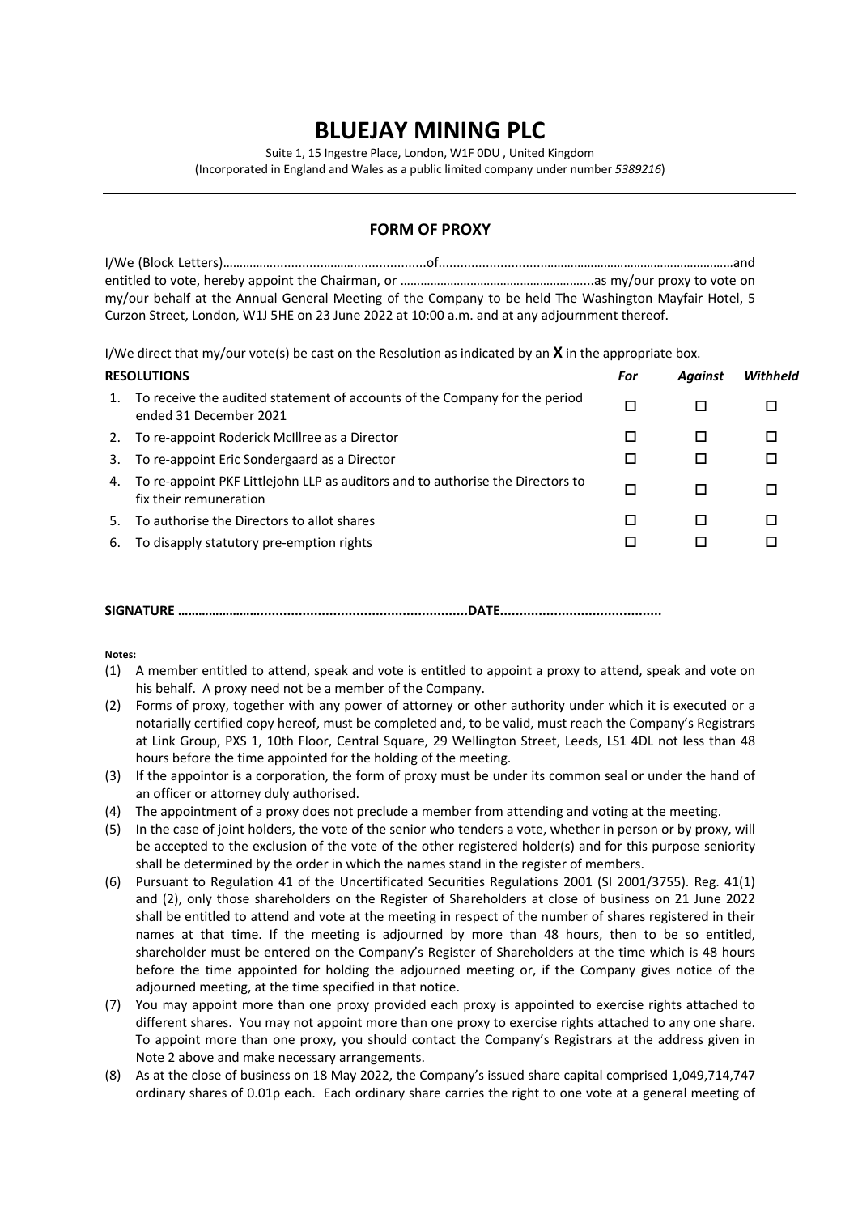# BLUEJAY MINING PLC

Suite 1, 15 Ingestre Place, London, W1F 0DU , United Kingdom
(Incorporated in England and Wales as a public limited company under number *5389216*)

---

## FORM OF PROXY

I/We (Block Letters)…………..........................................of.........................………………………………………………and entitled to vote, hereby appoint the Chairman, or ………………………………………………....as my/our proxy to vote on my/our behalf at the Annual General Meeting of the Company to be held The Washington Mayfair Hotel, 5 Curzon Street, London, W1J 5HE on 23 June 2022 at 10:00 a.m. and at any adjournment thereof.

I/We direct that my/our vote(s) be cast on the Resolution as indicated by an **X** in the appropriate box.

| | **RESOLUTIONS** | ***For*** | ***Against*** | ***Withheld*** |
|---|---|---|---|---|
| 1. | To receive the audited statement of accounts of the Company for the period ended 31 December 2021 | ☐ | ☐ | ☐ |
| 2. | To re-appoint Roderick McIllree as a Director | ☐ | ☐ | ☐ |
| 3. | To re-appoint Eric Sondergaard as a Director | ☐ | ☐ | ☐ |
| 4. | To re-appoint PKF Littlejohn LLP as auditors and to authorise the Directors to fix their remuneration | ☐ | ☐ | ☐ |
| 5. | To authorise the Directors to allot shares | ☐ | ☐ | ☐ |
| 6. | To disapply statutory pre-emption rights | ☐ | ☐ | ☐ |

**SIGNATURE ……………………..................................................................DATE.........................................**

**Notes:**

(1) A member entitled to attend, speak and vote is entitled to appoint a proxy to attend, speak and vote on his behalf. A proxy need not be a member of the Company.

(2) Forms of proxy, together with any power of attorney or other authority under which it is executed or a notarially certified copy hereof, must be completed and, to be valid, must reach the Company's Registrars at Link Group, PXS 1, 10th Floor, Central Square, 29 Wellington Street, Leeds, LS1 4DL not less than 48 hours before the time appointed for the holding of the meeting.

(3) If the appointor is a corporation, the form of proxy must be under its common seal or under the hand of an officer or attorney duly authorised.

(4) The appointment of a proxy does not preclude a member from attending and voting at the meeting.

(5) In the case of joint holders, the vote of the senior who tenders a vote, whether in person or by proxy, will be accepted to the exclusion of the vote of the other registered holder(s) and for this purpose seniority shall be determined by the order in which the names stand in the register of members.

(6) Pursuant to Regulation 41 of the Uncertificated Securities Regulations 2001 (SI 2001/3755). Reg. 41(1) and (2), only those shareholders on the Register of Shareholders at close of business on 21 June 2022 shall be entitled to attend and vote at the meeting in respect of the number of shares registered in their names at that time. If the meeting is adjourned by more than 48 hours, then to be so entitled, shareholder must be entered on the Company's Register of Shareholders at the time which is 48 hours before the time appointed for holding the adjourned meeting or, if the Company gives notice of the adjourned meeting, at the time specified in that notice.

(7) You may appoint more than one proxy provided each proxy is appointed to exercise rights attached to different shares. You may not appoint more than one proxy to exercise rights attached to any one share. To appoint more than one proxy, you should contact the Company's Registrars at the address given in Note 2 above and make necessary arrangements.

(8) As at the close of business on 18 May 2022, the Company's issued share capital comprised 1,049,714,747 ordinary shares of 0.01p each. Each ordinary share carries the right to one vote at a general meeting of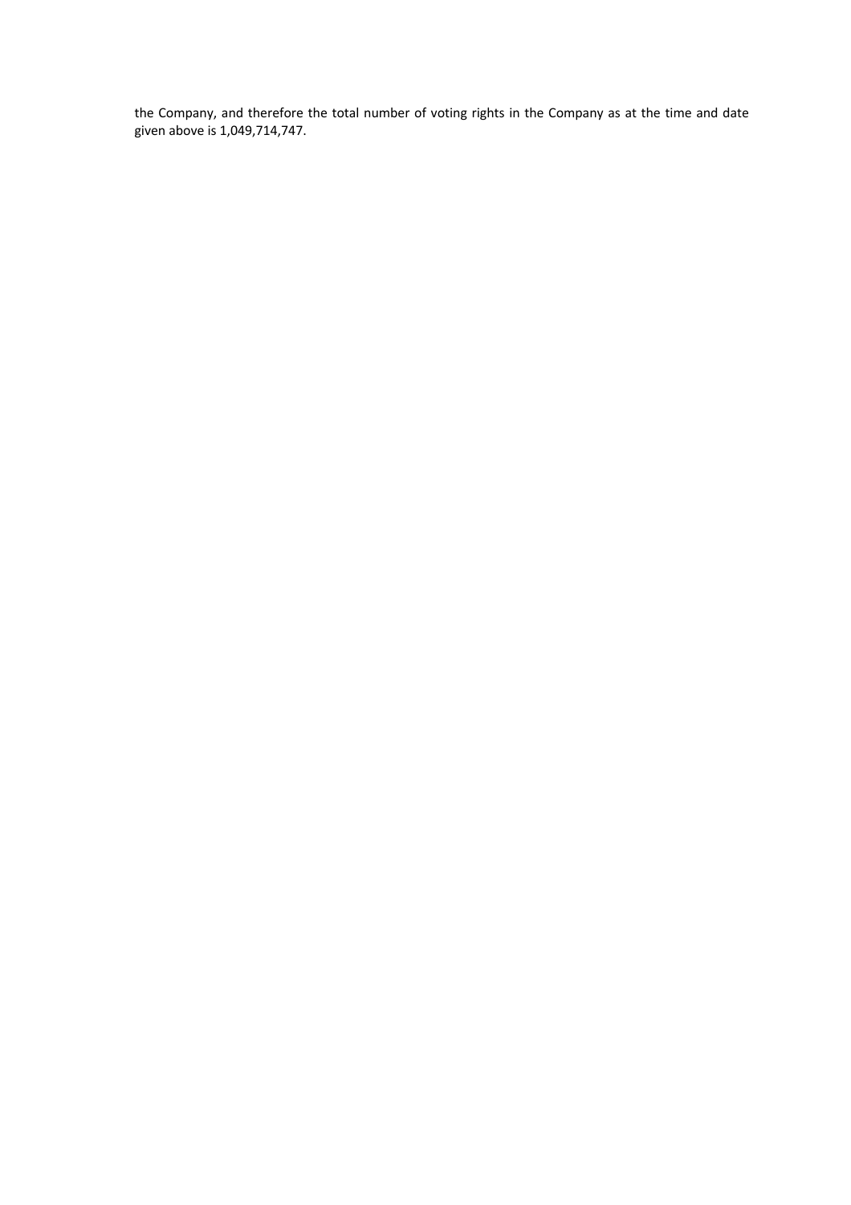the Company, and therefore the total number of voting rights in the Company as at the time and date given above is 1,049,714,747.